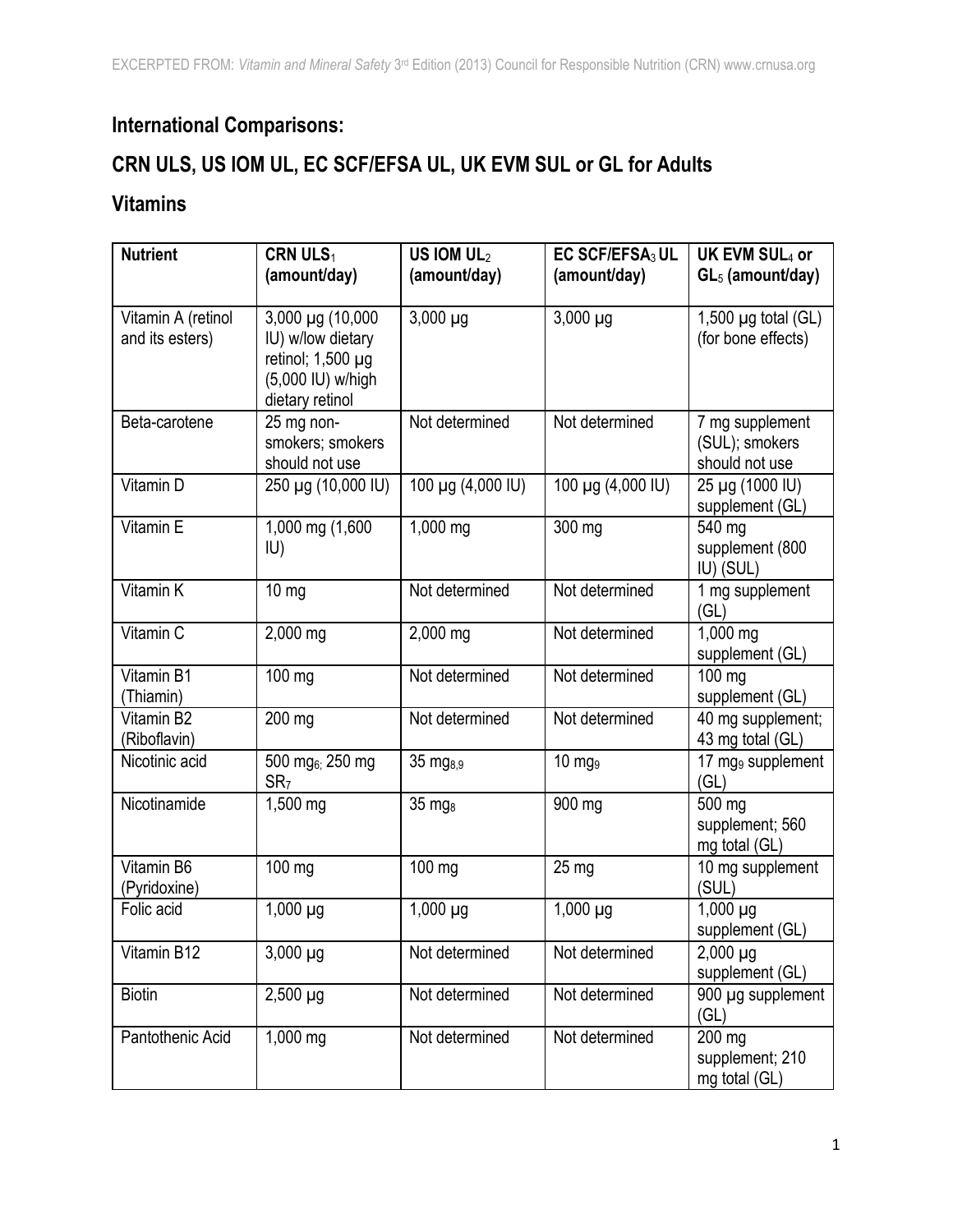EXCERPTED FROM: *Vitamin and Mineral Safety* 3rd Edition (2013) Council for Responsible Nutrition (CRN) www.crnusa.org

## International Comparisons:

## CRN ULS, US IOM UL, EC SCF/EFSA UL, UK EVM SUL or GL for Adults

## Vitamins

| Nutrient | CRN ULS[1] (amount/day) | US IOM UL[2] (amount/day) | EC SCF/EFSA[3] UL (amount/day) | UK EVM SUL[4] or GL[5] (amount/day) |
|---|---|---|---|---|
| Vitamin A (retinol and its esters) | 3,000 µg (10,000 IU) w/low dietary retinol; 1,500 µg (5,000 IU) w/high dietary retinol | 3,000 µg | 3,000 µg | 1,500 µg total (GL) (for bone effects) |
| Beta-carotene | 25 mg non-smokers; smokers should not use | Not determined | Not determined | 7 mg supplement (SUL); smokers should not use |
| Vitamin D | 250 µg (10,000 IU) | 100 µg (4,000 IU) | 100 µg (4,000 IU) | 25 µg (1000 IU) supplement (GL) |
| Vitamin E | 1,000 mg (1,600 IU) | 1,000 mg | 300 mg | 540 mg supplement (800 IU) (SUL) |
| Vitamin K | 10 mg | Not determined | Not determined | 1 mg supplement (GL) |
| Vitamin C | 2,000 mg | 2,000 mg | Not determined | 1,000 mg supplement (GL) |
| Vitamin B1 (Thiamin) | 100 mg | Not determined | Not determined | 100 mg supplement (GL) |
| Vitamin B2 (Riboflavin) | 200 mg | Not determined | Not determined | 40 mg supplement; 43 mg total (GL) |
| Nicotinic acid | 500 mg[6]; 250 mg SR[7] | 35 mg[8,9] | 10 mg[9] | 17 mg[9] supplement (GL) |
| Nicotinamide | 1,500 mg | 35 mg[8] | 900 mg | 500 mg supplement; 560 mg total (GL) |
| Vitamin B6 (Pyridoxine) | 100 mg | 100 mg | 25 mg | 10 mg supplement (SUL) |
| Folic acid | 1,000 µg | 1,000 µg | 1,000 µg | 1,000 µg supplement (GL) |
| Vitamin B12 | 3,000 µg | Not determined | Not determined | 2,000 µg supplement (GL) |
| Biotin | 2,500 µg | Not determined | Not determined | 900 µg supplement (GL) |
| Pantothenic Acid | 1,000 mg | Not determined | Not determined | 200 mg supplement; 210 mg total (GL) |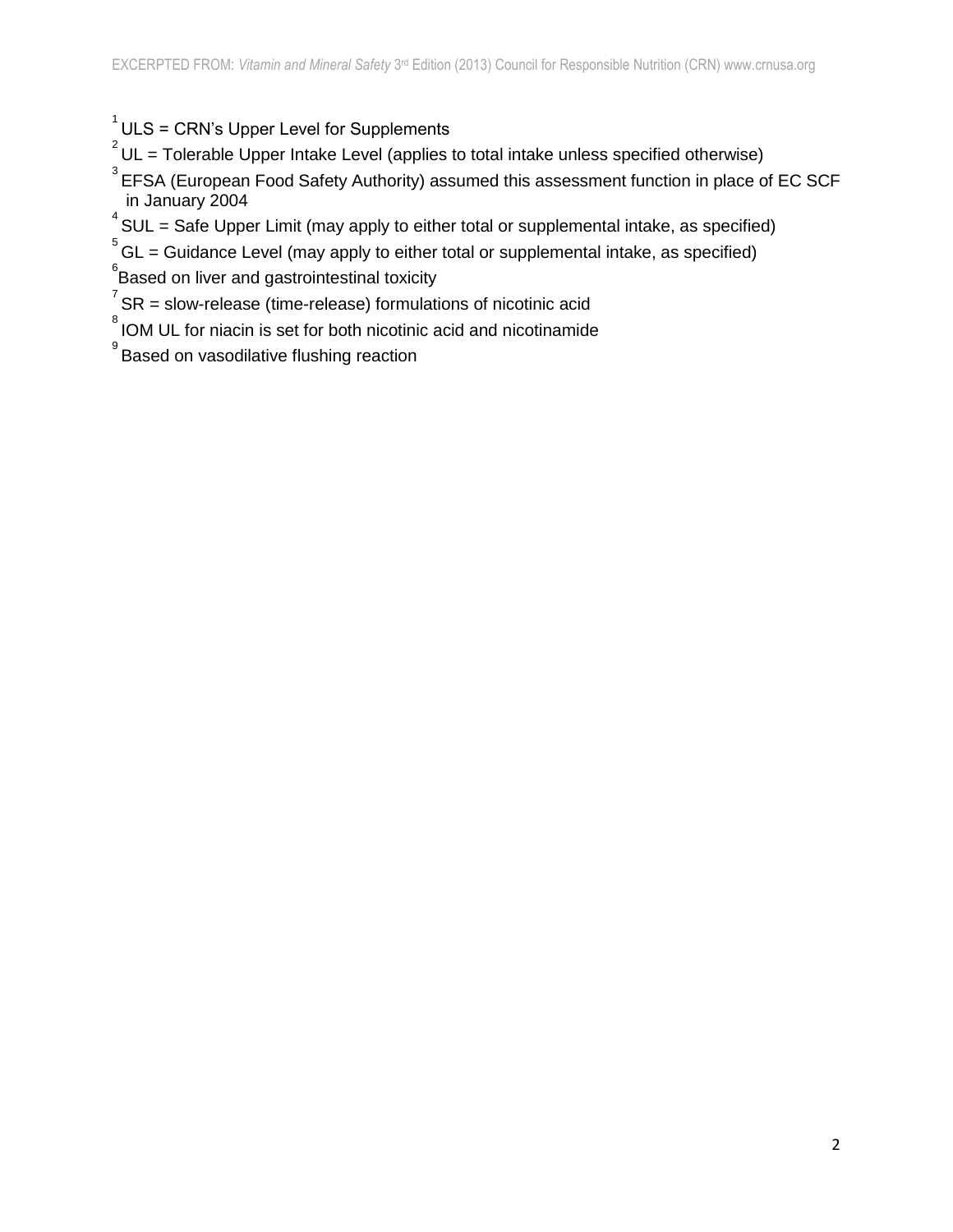[1] ULS = CRN's Upper Level for Supplements

[2] UL = Tolerable Upper Intake Level (applies to total intake unless specified otherwise)

[3] EFSA (European Food Safety Authority) assumed this assessment function in place of EC SCF in January 2004

[4] SUL = Safe Upper Limit (may apply to either total or supplemental intake, as specified)

[5] GL = Guidance Level (may apply to either total or supplemental intake, as specified)

[6] Based on liver and gastrointestinal toxicity

[7] SR = slow-release (time-release) formulations of nicotinic acid

[8] IOM UL for niacin is set for both nicotinic acid and nicotinamide

[9] Based on vasodilative flushing reaction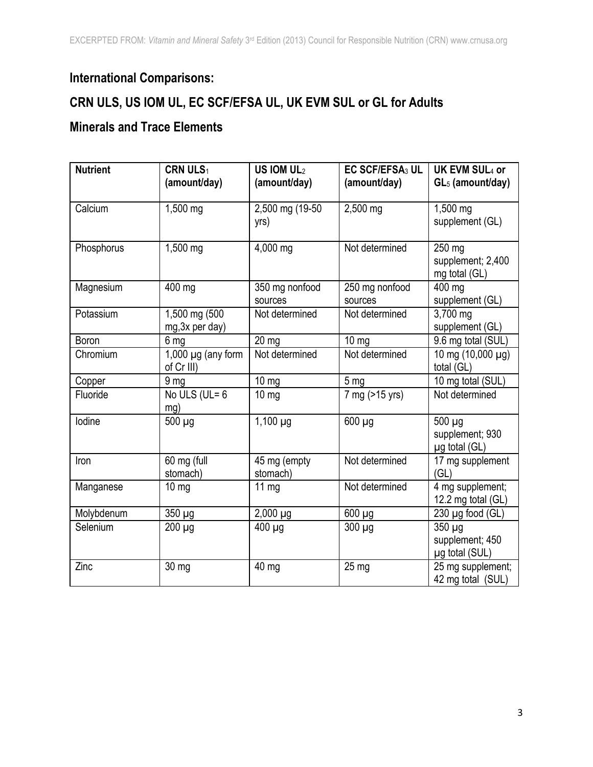## International Comparisons:

## CRN ULS, US IOM UL, EC SCF/EFSA UL, UK EVM SUL or GL for Adults

## Minerals and Trace Elements

| Nutrient | CRN ULS[1] (amount/day) | US IOM UL[2] (amount/day) | EC SCF/EFSA[3] UL (amount/day) | UK EVM SUL[4] or GL[5] (amount/day) |
|---|---|---|---|---|
| Calcium | 1,500 mg | 2,500 mg (19-50 yrs) | 2,500 mg | 1,500 mg supplement (GL) |
| Phosphorus | 1,500 mg | 4,000 mg | Not determined | 250 mg supplement; 2,400 mg total (GL) |
| Magnesium | 400 mg | 350 mg nonfood sources | 250 mg nonfood sources | 400 mg supplement (GL) |
| Potassium | 1,500 mg (500 mg,3x per day) | Not determined | Not determined | 3,700 mg supplement (GL) |
| Boron | 6 mg | 20 mg | 10 mg | 9.6 mg total (SUL) |
| Chromium | 1,000 µg (any form of Cr III) | Not determined | Not determined | 10 mg (10,000 µg) total (GL) |
| Copper | 9 mg | 10 mg | 5 mg | 10 mg total (SUL) |
| Fluoride | No ULS (UL= 6 mg) | 10 mg | 7 mg (>15 yrs) | Not determined |
| Iodine | 500 µg | 1,100 µg | 600 µg | 500 µg supplement; 930 µg total (GL) |
| Iron | 60 mg (full stomach) | 45 mg (empty stomach) | Not determined | 17 mg supplement (GL) |
| Manganese | 10 mg | 11 mg | Not determined | 4 mg supplement; 12.2 mg total (GL) |
| Molybdenum | 350 µg | 2,000 µg | 600 µg | 230 µg food (GL) |
| Selenium | 200 µg | 400 µg | 300 µg | 350 µg supplement; 450 µg total (SUL) |
| Zinc | 30 mg | 40 mg | 25 mg | 25 mg supplement; 42 mg total (SUL) |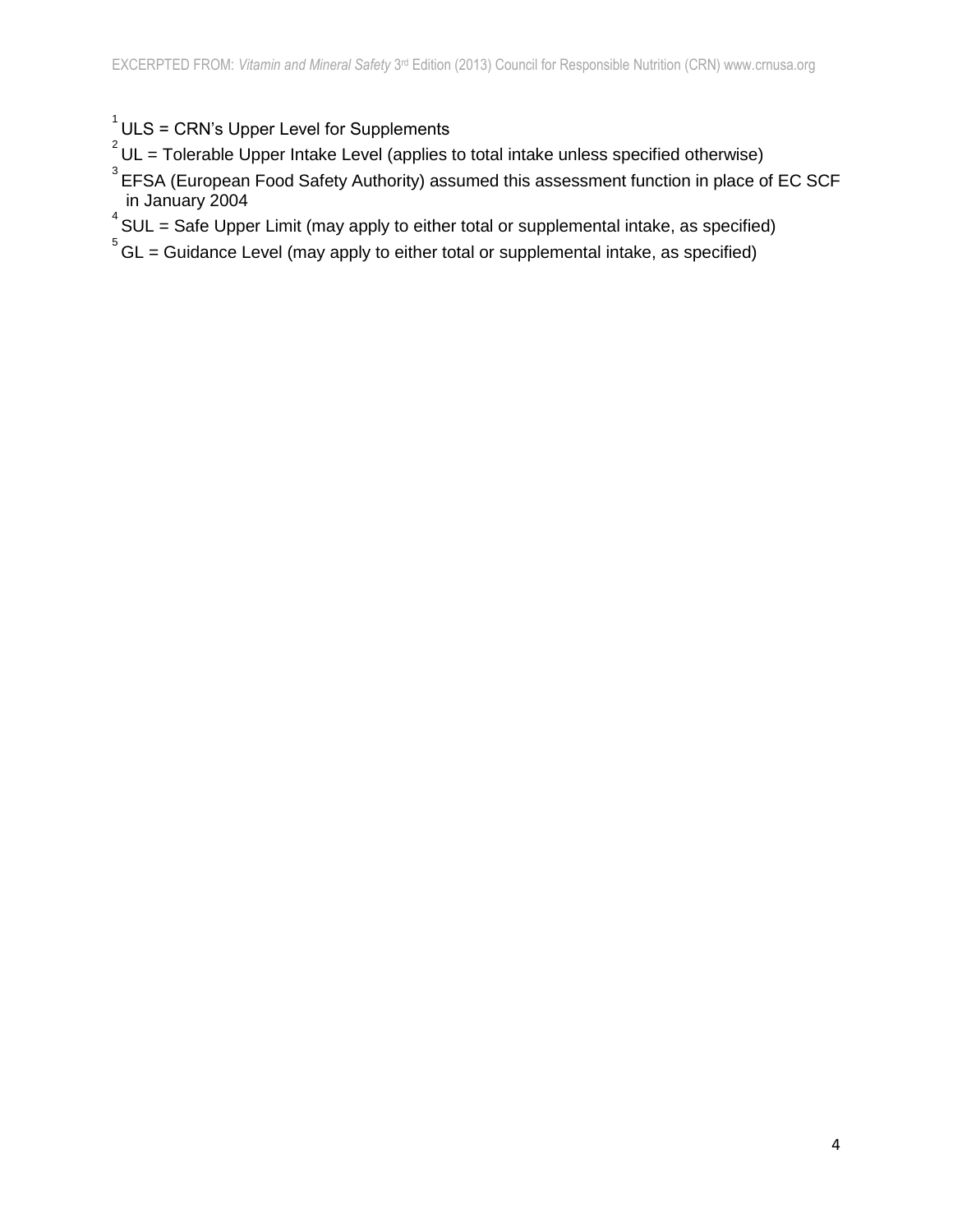[1] ULS = CRN's Upper Level for Supplements

[2] UL = Tolerable Upper Intake Level (applies to total intake unless specified otherwise)

[3] EFSA (European Food Safety Authority) assumed this assessment function in place of EC SCF in January 2004

[4] SUL = Safe Upper Limit (may apply to either total or supplemental intake, as specified)

[5] GL = Guidance Level (may apply to either total or supplemental intake, as specified)